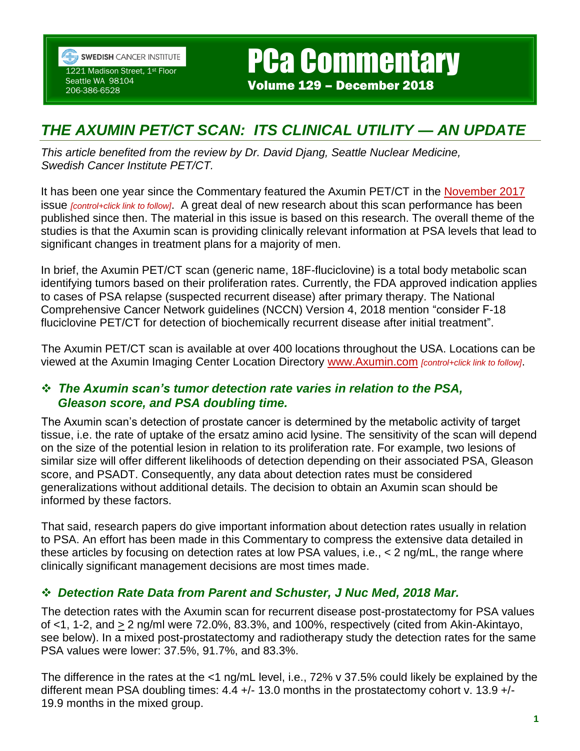SWEDISH CANCER INSTITUTE
1221 Madison Street, 1st Floor
Seattle WA 98104
206-386-6528

# PCa Commentary

**Volume 129 – December 2018**

## *THE AXUMIN PET/CT SCAN: ITS CLINICAL UTILITY — AN UPDATE*

*This article benefited from the review by Dr. David Djang, Seattle Nuclear Medicine, Swedish Cancer Institute PET/CT.*

It has been one year since the Commentary featured the Axumin PET/CT in the November 2017 issue *[control+click link to follow]*. A great deal of new research about this scan performance has been published since then. The material in this issue is based on this research. The overall theme of the studies is that the Axumin scan is providing clinically relevant information at PSA levels that lead to significant changes in treatment plans for a majority of men.

In brief, the Axumin PET/CT scan (generic name, 18F-fluciclovine) is a total body metabolic scan identifying tumors based on their proliferation rates. Currently, the FDA approved indication applies to cases of PSA relapse (suspected recurrent disease) after primary therapy. The National Comprehensive Cancer Network guidelines (NCCN) Version 4, 2018 mention "consider F-18 fluciclovine PET/CT for detection of biochemically recurrent disease after initial treatment".

The Axumin PET/CT scan is available at over 400 locations throughout the USA. Locations can be viewed at the Axumin Imaging Center Location Directory www.Axumin.com *[control+click link to follow]*.

### ❖ *The Axumin scan's tumor detection rate varies in relation to the PSA, Gleason score, and PSA doubling time.*

The Axumin scan's detection of prostate cancer is determined by the metabolic activity of target tissue, i.e. the rate of uptake of the ersatz amino acid lysine. The sensitivity of the scan will depend on the size of the potential lesion in relation to its proliferation rate. For example, two lesions of similar size will offer different likelihoods of detection depending on their associated PSA, Gleason score, and PSADT. Consequently, any data about detection rates must be considered generalizations without additional details. The decision to obtain an Axumin scan should be informed by these factors.

That said, research papers do give important information about detection rates usually in relation to PSA. An effort has been made in this Commentary to compress the extensive data detailed in these articles by focusing on detection rates at low PSA values, i.e., < 2 ng/mL, the range where clinically significant management decisions are most times made.

### ❖ *Detection Rate Data from Parent and Schuster, J Nuc Med, 2018 Mar.*

The detection rates with the Axumin scan for recurrent disease post-prostatectomy for PSA values of <1, 1-2, and $\geq$ 2 ng/ml were 72.0%, 83.3%, and 100%, respectively (cited from Akin-Akintayo, see below). In a mixed post-prostatectomy and radiotherapy study the detection rates for the same PSA values were lower: 37.5%, 91.7%, and 83.3%.

The difference in the rates at the <1 ng/mL level, i.e., 72% v 37.5% could likely be explained by the different mean PSA doubling times: 4.4 +/- 13.0 months in the prostatectomy cohort v. 13.9 +/- 19.9 months in the mixed group.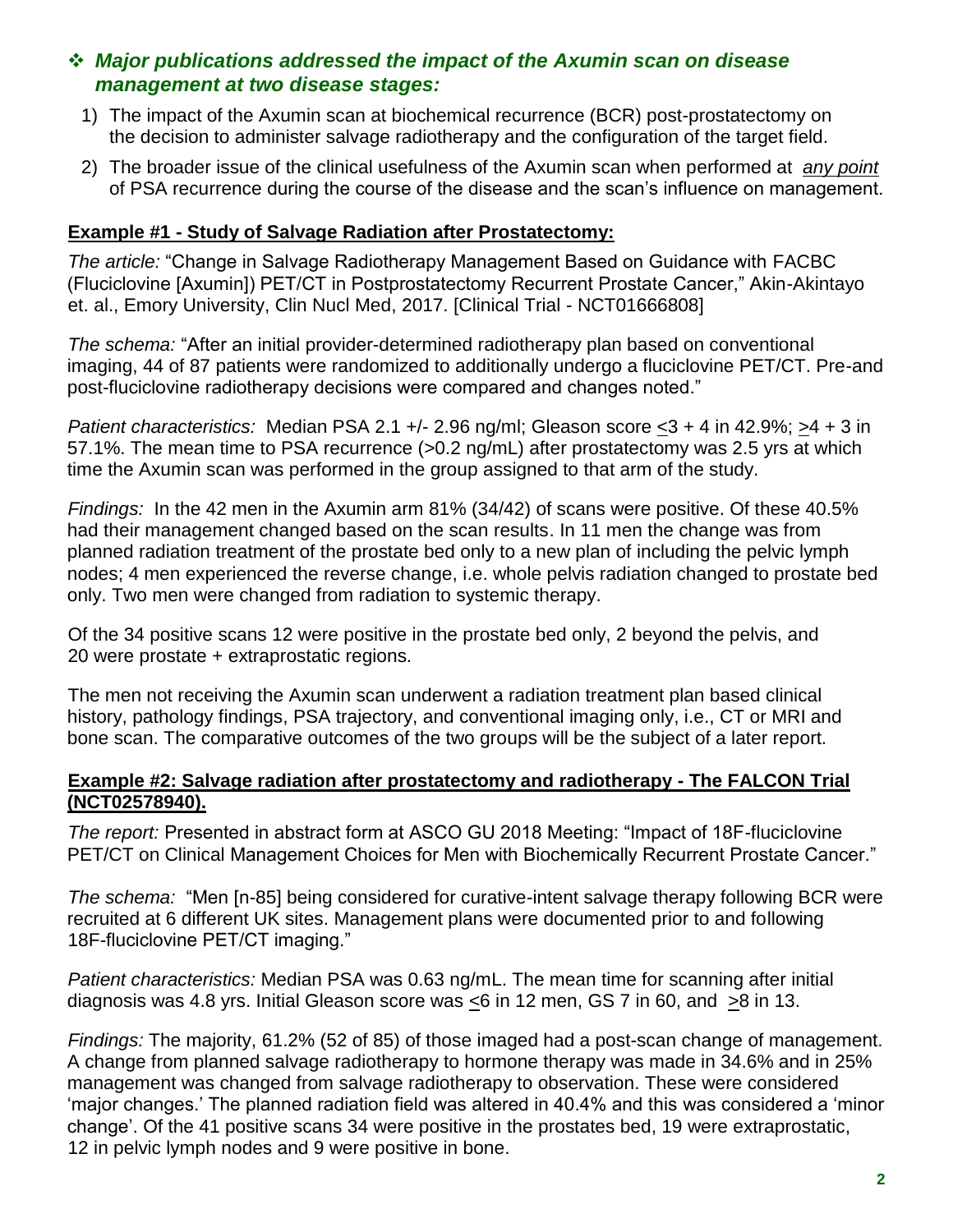## ❖ *Major publications addressed the impact of the Axumin scan on disease management at two disease stages:*

1) The impact of the Axumin scan at biochemical recurrence (BCR) post-prostatectomy on the decision to administer salvage radiotherapy and the configuration of the target field.
2) The broader issue of the clinical usefulness of the Axumin scan when performed at *<u>any point</u>* of PSA recurrence during the course of the disease and the scan's influence on management.

### <u>Example #1 - Study of Salvage Radiation after Prostatectomy:</u>

*The article:* "Change in Salvage Radiotherapy Management Based on Guidance with FACBC (Fluciclovine [Axumin]) PET/CT in Postprostatectomy Recurrent Prostate Cancer," Akin-Akintayo et. al., Emory University, Clin Nucl Med, 2017. [Clinical Trial - NCT01666808]

*The schema:* "After an initial provider-determined radiotherapy plan based on conventional imaging, 44 of 87 patients were randomized to additionally undergo a fluciclovine PET/CT. Pre-and post-fluciclovine radiotherapy decisions were compared and changes noted."

*Patient characteristics:* Median PSA 2.1 +/- 2.96 ng/ml; Gleason score ≤3 + 4 in 42.9%; ≥4 + 3 in 57.1%. The mean time to PSA recurrence (>0.2 ng/mL) after prostatectomy was 2.5 yrs at which time the Axumin scan was performed in the group assigned to that arm of the study.

*Findings:* In the 42 men in the Axumin arm 81% (34/42) of scans were positive. Of these 40.5% had their management changed based on the scan results. In 11 men the change was from planned radiation treatment of the prostate bed only to a new plan of including the pelvic lymph nodes; 4 men experienced the reverse change, i.e. whole pelvis radiation changed to prostate bed only. Two men were changed from radiation to systemic therapy.

Of the 34 positive scans 12 were positive in the prostate bed only, 2 beyond the pelvis, and 20 were prostate + extraprostatic regions.

The men not receiving the Axumin scan underwent a radiation treatment plan based clinical history, pathology findings, PSA trajectory, and conventional imaging only, i.e., CT or MRI and bone scan. The comparative outcomes of the two groups will be the subject of a later report.

### <u>Example #2: Salvage radiation after prostatectomy and radiotherapy - The FALCON Trial (NCT02578940).</u>

*The report:* Presented in abstract form at ASCO GU 2018 Meeting: "Impact of 18F-fluciclovine PET/CT on Clinical Management Choices for Men with Biochemically Recurrent Prostate Cancer."

*The schema:* "Men [n-85] being considered for curative-intent salvage therapy following BCR were recruited at 6 different UK sites. Management plans were documented prior to and following 18F-fluciclovine PET/CT imaging."

*Patient characteristics:* Median PSA was 0.63 ng/mL. The mean time for scanning after initial diagnosis was 4.8 yrs. Initial Gleason score was ≤6 in 12 men, GS 7 in 60, and ≥8 in 13.

*Findings:* The majority, 61.2% (52 of 85) of those imaged had a post-scan change of management. A change from planned salvage radiotherapy to hormone therapy was made in 34.6% and in 25% management was changed from salvage radiotherapy to observation. These were considered 'major changes.' The planned radiation field was altered in 40.4% and this was considered a 'minor change'. Of the 41 positive scans 34 were positive in the prostates bed, 19 were extraprostatic, 12 in pelvic lymph nodes and 9 were positive in bone.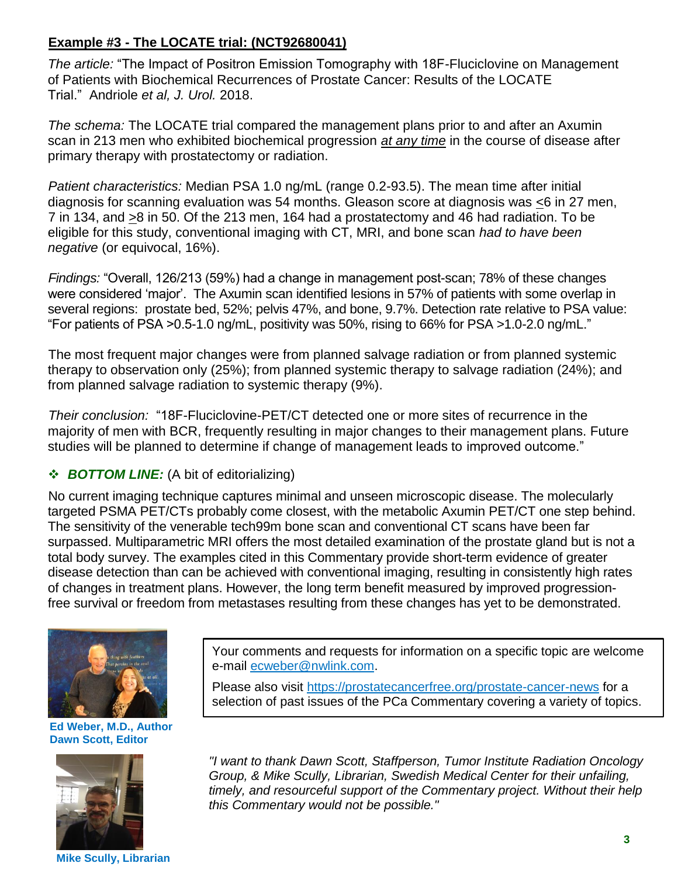**Example #3 - The LOCATE trial: (NCT92680041)**

*The article:* "The Impact of Positron Emission Tomography with 18F-Fluciclovine on Management of Patients with Biochemical Recurrences of Prostate Cancer: Results of the LOCATE Trial." Andriole *et al, J. Urol.* 2018.

*The schema:* The LOCATE trial compared the management plans prior to and after an Axumin scan in 213 men who exhibited biochemical progression ***at any time*** in the course of disease after primary therapy with prostatectomy or radiation.

*Patient characteristics:* Median PSA 1.0 ng/mL (range 0.2-93.5). The mean time after initial diagnosis for scanning evaluation was 54 months. Gleason score at diagnosis was ≤6 in 27 men, 7 in 134, and ≥8 in 50. Of the 213 men, 164 had a prostatectomy and 46 had radiation. To be eligible for this study, conventional imaging with CT, MRI, and bone scan *had to have been negative* (or equivocal, 16%).

*Findings:* "Overall, 126/213 (59%) had a change in management post-scan; 78% of these changes were considered 'major'. The Axumin scan identified lesions in 57% of patients with some overlap in several regions: prostate bed, 52%; pelvis 47%, and bone, 9.7%. Detection rate relative to PSA value: "For patients of PSA >0.5-1.0 ng/mL, positivity was 50%, rising to 66% for PSA >1.0-2.0 ng/mL."

The most frequent major changes were from planned salvage radiation or from planned systemic therapy to observation only (25%); from planned systemic therapy to salvage radiation (24%); and from planned salvage radiation to systemic therapy (9%).

*Their conclusion:* "18F-Fluciclovine-PET/CT detected one or more sites of recurrence in the majority of men with BCR, frequently resulting in major changes to their management plans. Future studies will be planned to determine if change of management leads to improved outcome."

❖ ***BOTTOM LINE:*** (A bit of editorializing)

No current imaging technique captures minimal and unseen microscopic disease. The molecularly targeted PSMA PET/CTs probably come closest, with the metabolic Axumin PET/CT one step behind. The sensitivity of the venerable tech99m bone scan and conventional CT scans have been far surpassed. Multiparametric MRI offers the most detailed examination of the prostate gland but is not a total body survey. The examples cited in this Commentary provide short-term evidence of greater disease detection than can be achieved with conventional imaging, resulting in consistently high rates of changes in treatment plans. However, the long term benefit measured by improved progression-free survival or freedom from metastases resulting from these changes has yet to be demonstrated.

**Ed Weber, M.D., Author**
**Dawn Scott, Editor**

Your comments and requests for information on a specific topic are welcome e-mail ecweber@nwlink.com.

Please also visit https://prostatecancerfree.org/prostate-cancer-news for a selection of past issues of the PCa Commentary covering a variety of topics.

**Mike Scully, Librarian**

*"I want to thank Dawn Scott, Staffperson, Tumor Institute Radiation Oncology Group, & Mike Scully, Librarian, Swedish Medical Center for their unfailing, timely, and resourceful support of the Commentary project. Without their help this Commentary would not be possible."*